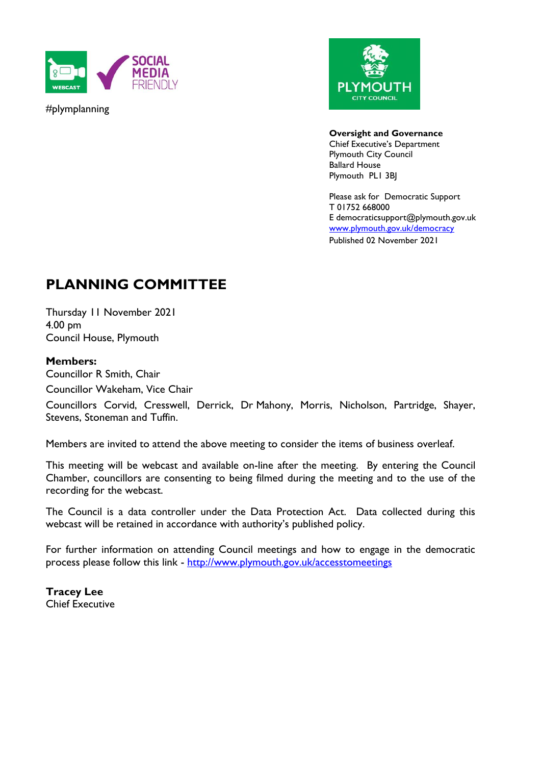#plymplanning

**Oversight and Governance**
Chief Executive's Department
Plymouth City Council
Ballard House
Plymouth PL1 3BJ

Please ask for Democratic Support
T 01752 668000
E democraticsupport@plymouth.gov.uk
[www.plymouth.gov.uk/democracy](http://www.plymouth.gov.uk/democracy)
Published 02 November 2021

# PLANNING COMMITTEE

Thursday 11 November 2021
4.00 pm
Council House, Plymouth

**Members:**
Councillor R Smith, Chair
Councillor Wakeham, Vice Chair
Councillors Corvid, Cresswell, Derrick, Dr Mahony, Morris, Nicholson, Partridge, Shayer, Stevens, Stoneman and Tuffin.

Members are invited to attend the above meeting to consider the items of business overleaf.

This meeting will be webcast and available on-line after the meeting. By entering the Council Chamber, councillors are consenting to being filmed during the meeting and to the use of the recording for the webcast.

The Council is a data controller under the Data Protection Act. Data collected during this webcast will be retained in accordance with authority's published policy.

For further information on attending Council meetings and how to engage in the democratic process please follow this link - [http://www.plymouth.gov.uk/accesstomeetings](http://www.plymouth.gov.uk/accesstomeetings)

**Tracey Lee**
Chief Executive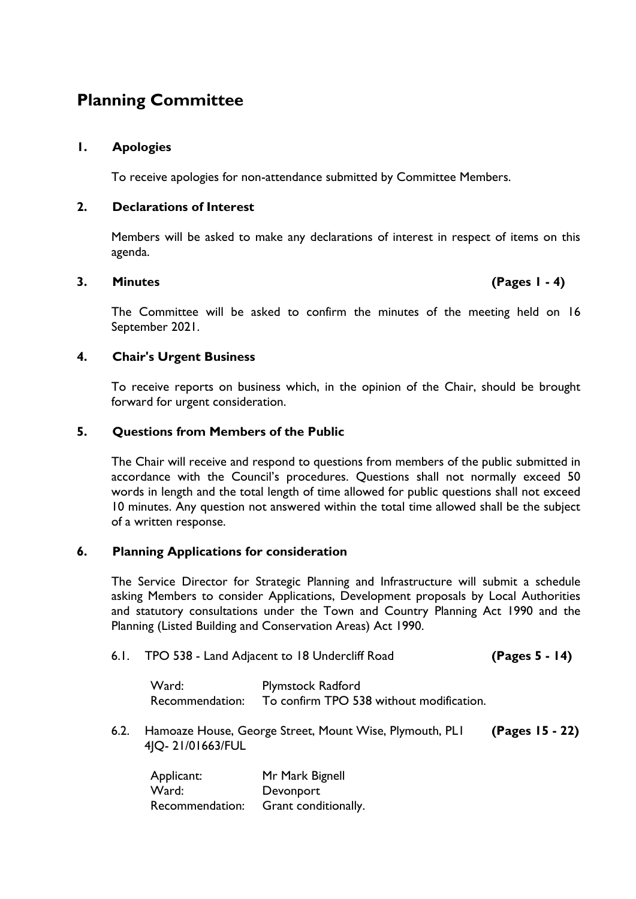# Planning Committee

## 1. Apologies

To receive apologies for non-attendance submitted by Committee Members.

## 2. Declarations of Interest

Members will be asked to make any declarations of interest in respect of items on this agenda.

## 3. Minutes **(Pages 1 - 4)**

The Committee will be asked to confirm the minutes of the meeting held on 16 September 2021.

## 4. Chair's Urgent Business

To receive reports on business which, in the opinion of the Chair, should be brought forward for urgent consideration.

## 5. Questions from Members of the Public

The Chair will receive and respond to questions from members of the public submitted in accordance with the Council's procedures. Questions shall not normally exceed 50 words in length and the total length of time allowed for public questions shall not exceed 10 minutes. Any question not answered within the total time allowed shall be the subject of a written response.

## 6. Planning Applications for consideration

The Service Director for Strategic Planning and Infrastructure will submit a schedule asking Members to consider Applications, Development proposals by Local Authorities and statutory consultations under the Town and Country Planning Act 1990 and the Planning (Listed Building and Conservation Areas) Act 1990.

6.1. TPO 538 - Land Adjacent to 18 Undercliff Road **(Pages 5 - 14)**

Ward: Plymstock Radford
Recommendation: To confirm TPO 538 without modification.

6.2. Hamoaze House, George Street, Mount Wise, Plymouth, PL1 4JQ- 21/01663/FUL **(Pages 15 - 22)**

Applicant: Mr Mark Bignell
Ward: Devonport
Recommendation: Grant conditionally.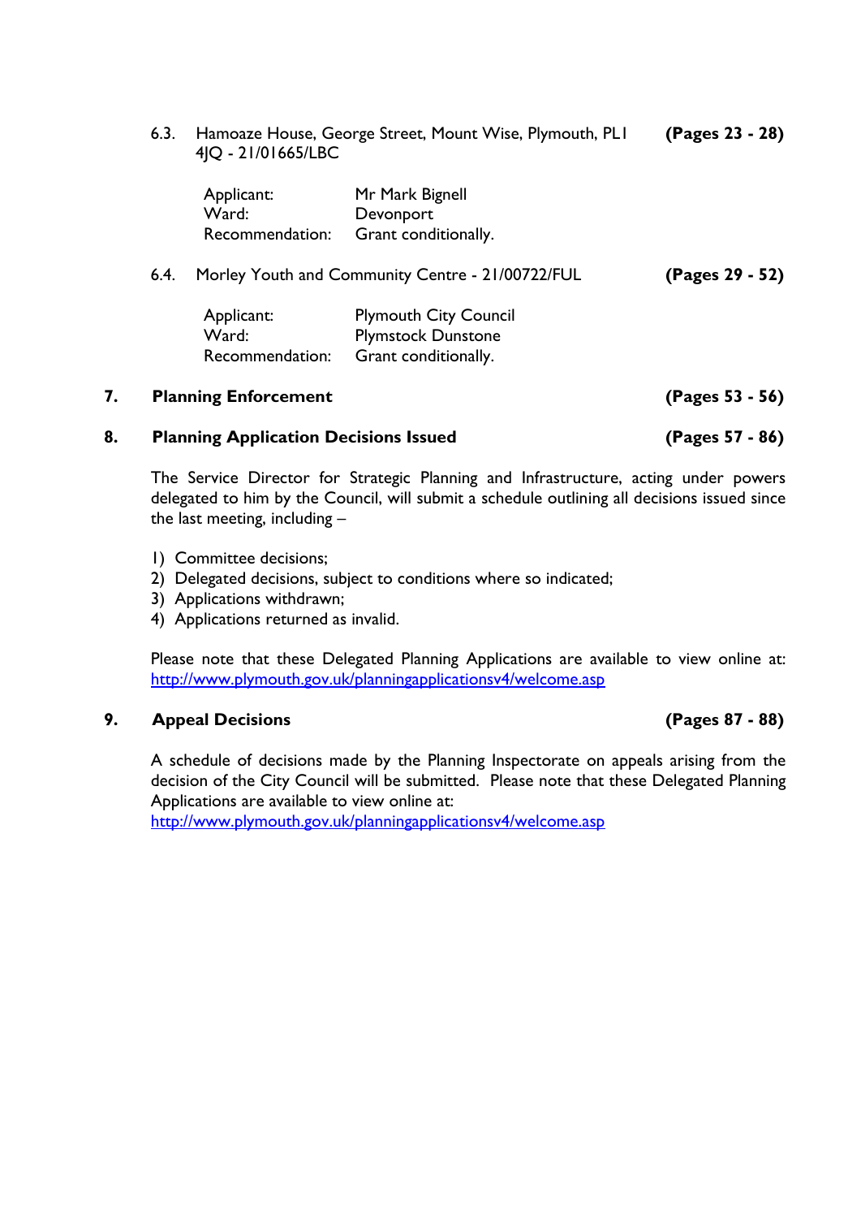6.3. Hamoaze House, George Street, Mount Wise, Plymouth, PL1 4JQ - 21/01665/LBC **(Pages 23 - 28)**

| | |
|---|---|
| Applicant: | Mr Mark Bignell |
| Ward: | Devonport |
| Recommendation: | Grant conditionally. |

6.4. Morley Youth and Community Centre - 21/00722/FUL **(Pages 29 - 52)**

| | |
|---|---|
| Applicant: | Plymouth City Council |
| Ward: | Plymstock Dunstone |
| Recommendation: | Grant conditionally. |

## 7. Planning Enforcement **(Pages 53 - 56)**

## 8. Planning Application Decisions Issued **(Pages 57 - 86)**

The Service Director for Strategic Planning and Infrastructure, acting under powers delegated to him by the Council, will submit a schedule outlining all decisions issued since the last meeting, including –

1) Committee decisions;
2) Delegated decisions, subject to conditions where so indicated;
3) Applications withdrawn;
4) Applications returned as invalid.

Please note that these Delegated Planning Applications are available to view online at: http://www.plymouth.gov.uk/planningapplicationsv4/welcome.asp

## 9. Appeal Decisions **(Pages 87 - 88)**

A schedule of decisions made by the Planning Inspectorate on appeals arising from the decision of the City Council will be submitted. Please note that these Delegated Planning Applications are available to view online at: http://www.plymouth.gov.uk/planningapplicationsv4/welcome.asp